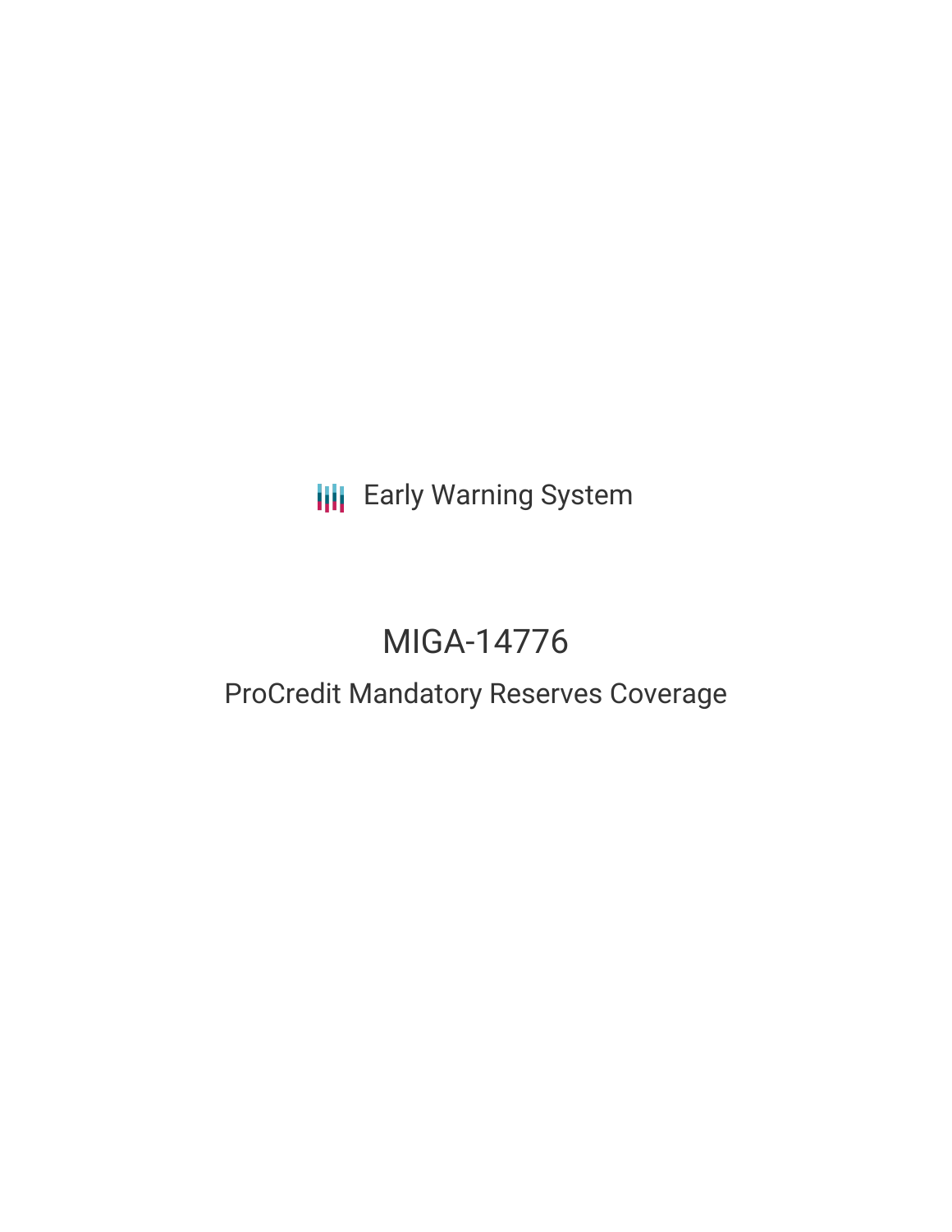Early Warning System

# MIGA-14776

## ProCredit Mandatory Reserves Coverage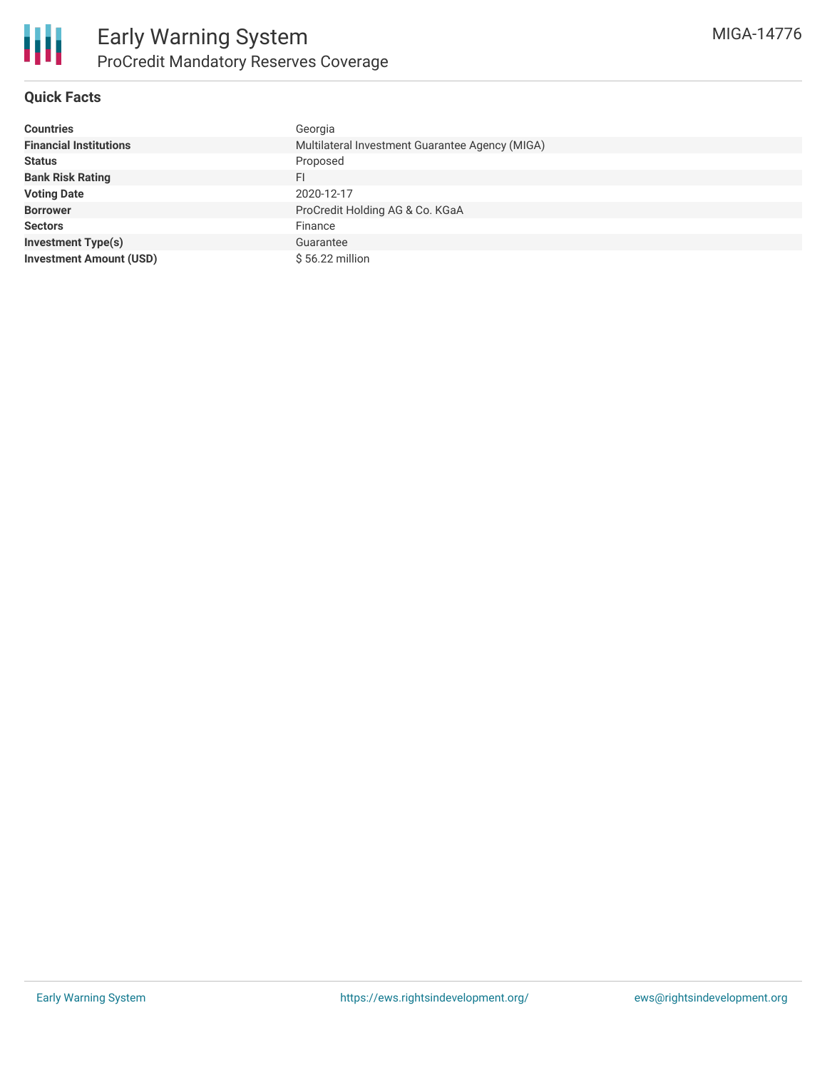# Early Warning System

## ProCredit Mandatory Reserves Coverage

MIGA-14776

### Quick Facts

| | |
|---|---|
| **Countries** | Georgia |
| **Financial Institutions** | Multilateral Investment Guarantee Agency (MIGA) |
| **Status** | Proposed |
| **Bank Risk Rating** | FI |
| **Voting Date** | 2020-12-17 |
| **Borrower** | ProCredit Holding AG & Co. KGaA |
| **Sectors** | Finance |
| **Investment Type(s)** | Guarantee |
| **Investment Amount (USD)** | $ 56.22 million |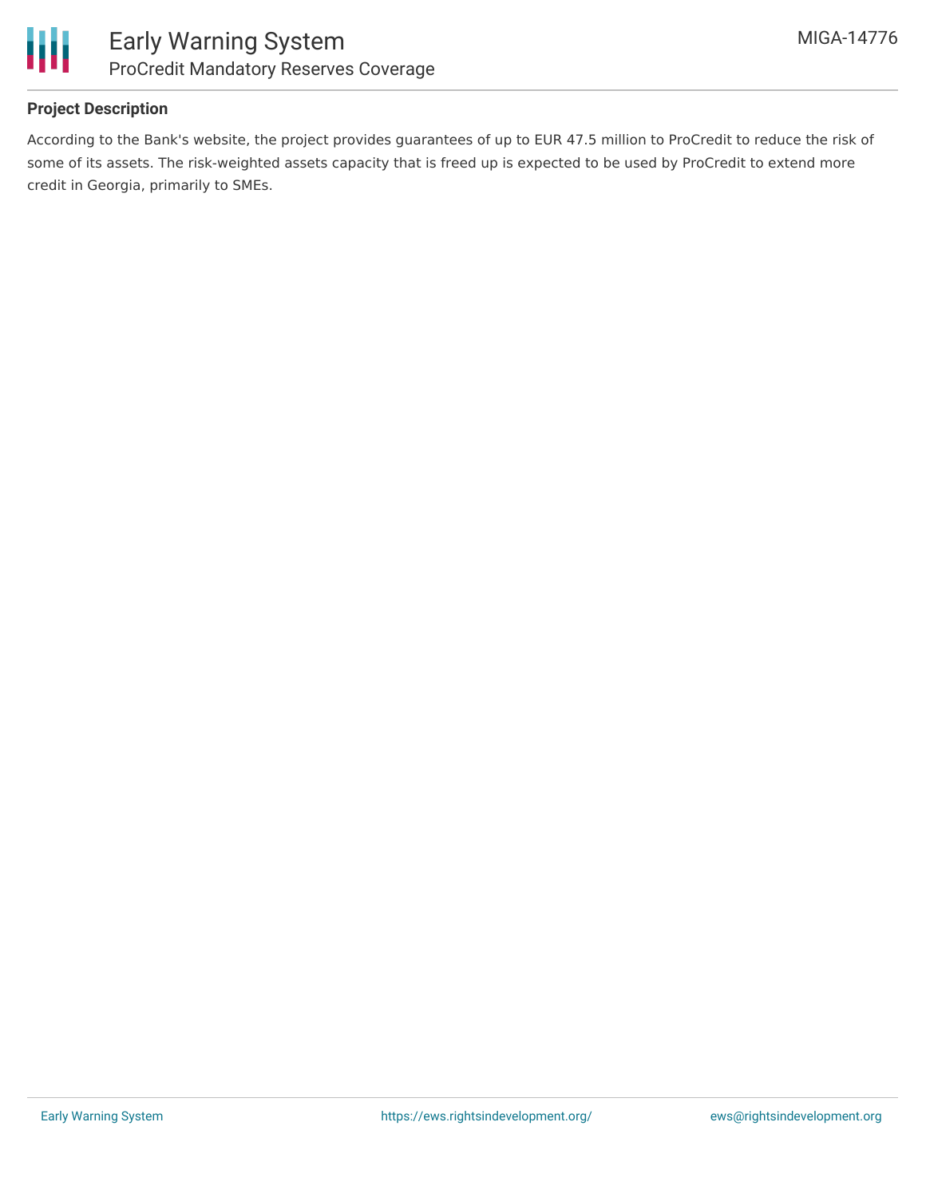## Project Description

According to the Bank's website, the project provides guarantees of up to EUR 47.5 million to ProCredit to reduce the risk of some of its assets. The risk-weighted assets capacity that is freed up is expected to be used by ProCredit to extend more credit in Georgia, primarily to SMEs.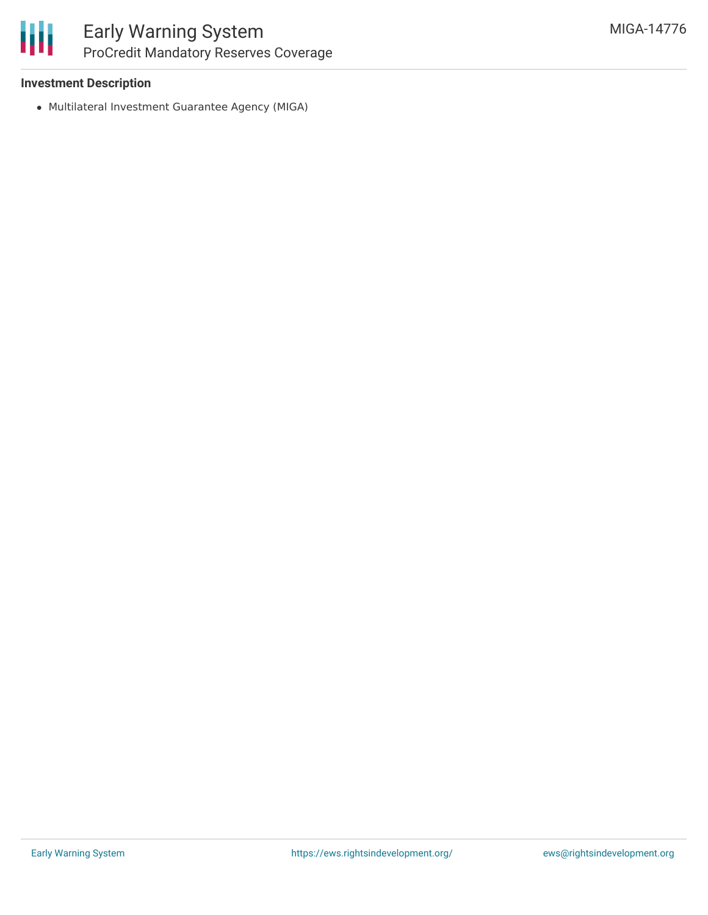**Investment Description**

- Multilateral Investment Guarantee Agency (MIGA)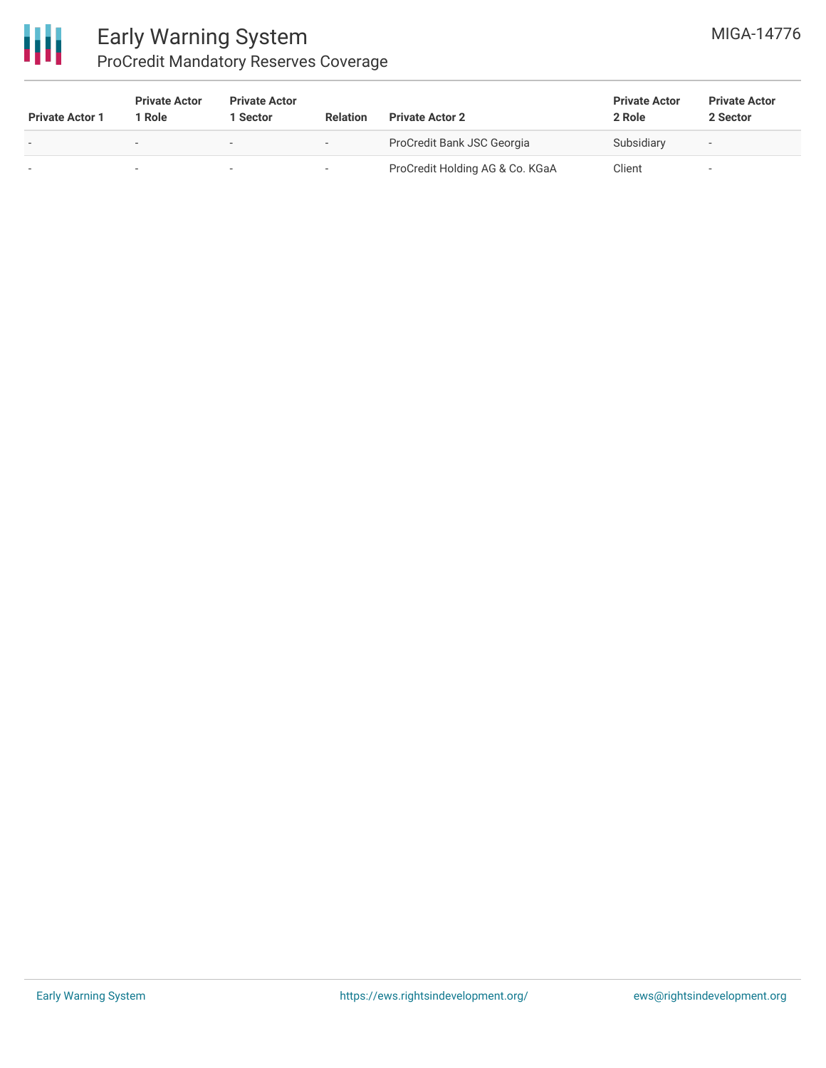| Private Actor 1 | Private Actor 1 Role | Private Actor 1 Sector | Relation | Private Actor 2 | Private Actor 2 Role | Private Actor 2 Sector |
|---|---|---|---|---|---|---|
| - | - | - | - | ProCredit Bank JSC Georgia | Subsidiary | - |
| - | - | - | - | ProCredit Holding AG & Co. KGaA | Client | - |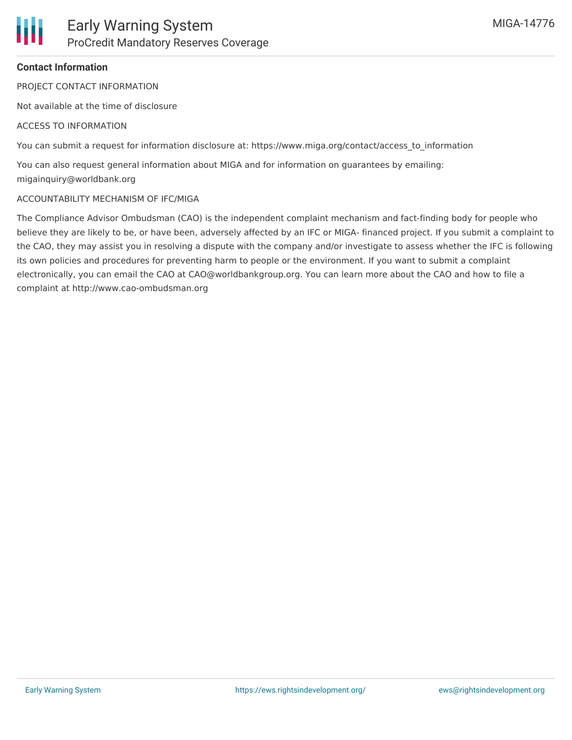**Contact Information**

PROJECT CONTACT INFORMATION

Not available at the time of disclosure

ACCESS TO INFORMATION

You can submit a request for information disclosure at: https://www.miga.org/contact/access_to_information

You can also request general information about MIGA and for information on guarantees by emailing: migainquiry@worldbank.org

ACCOUNTABILITY MECHANISM OF IFC/MIGA

The Compliance Advisor Ombudsman (CAO) is the independent complaint mechanism and fact-finding body for people who believe they are likely to be, or have been, adversely affected by an IFC or MIGA- financed project. If you submit a complaint to the CAO, they may assist you in resolving a dispute with the company and/or investigate to assess whether the IFC is following its own policies and procedures for preventing harm to people or the environment. If you want to submit a complaint electronically, you can email the CAO at CAO@worldbankgroup.org. You can learn more about the CAO and how to file a complaint at http://www.cao-ombudsman.org